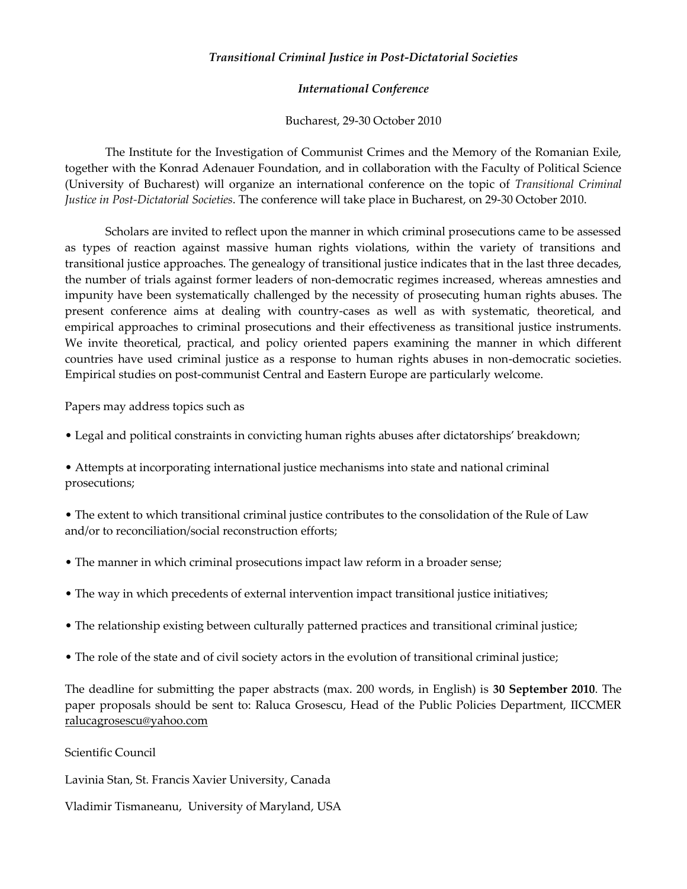***Transitional Criminal Justice in Post-Dictatorial Societies***

***International Conference***

Bucharest, 29-30 October 2010

The Institute for the Investigation of Communist Crimes and the Memory of the Romanian Exile, together with the Konrad Adenauer Foundation, and in collaboration with the Faculty of Political Science (University of Bucharest) will organize an international conference on the topic of *Transitional Criminal Justice in Post-Dictatorial Societies*. The conference will take place in Bucharest, on 29-30 October 2010.

Scholars are invited to reflect upon the manner in which criminal prosecutions came to be assessed as types of reaction against massive human rights violations, within the variety of transitions and transitional justice approaches. The genealogy of transitional justice indicates that in the last three decades, the number of trials against former leaders of non-democratic regimes increased, whereas amnesties and impunity have been systematically challenged by the necessity of prosecuting human rights abuses. The present conference aims at dealing with country-cases as well as with systematic, theoretical, and empirical approaches to criminal prosecutions and their effectiveness as transitional justice instruments. We invite theoretical, practical, and policy oriented papers examining the manner in which different countries have used criminal justice as a response to human rights abuses in non-democratic societies. Empirical studies on post-communist Central and Eastern Europe are particularly welcome.

Papers may address topics such as

- Legal and political constraints in convicting human rights abuses after dictatorships' breakdown;
- Attempts at incorporating international justice mechanisms into state and national criminal prosecutions;
- The extent to which transitional criminal justice contributes to the consolidation of the Rule of Law and/or to reconciliation/social reconstruction efforts;
- The manner in which criminal prosecutions impact law reform in a broader sense;
- The way in which precedents of external intervention impact transitional justice initiatives;
- The relationship existing between culturally patterned practices and transitional criminal justice;
- The role of the state and of civil society actors in the evolution of transitional criminal justice;

The deadline for submitting the paper abstracts (max. 200 words, in English) is **30 September 2010**. The paper proposals should be sent to: Raluca Grosescu, Head of the Public Policies Department, IICCMER ralucagrosescu@yahoo.com

Scientific Council

Lavinia Stan, St. Francis Xavier University, Canada

Vladimir Tismaneanu, University of Maryland, USA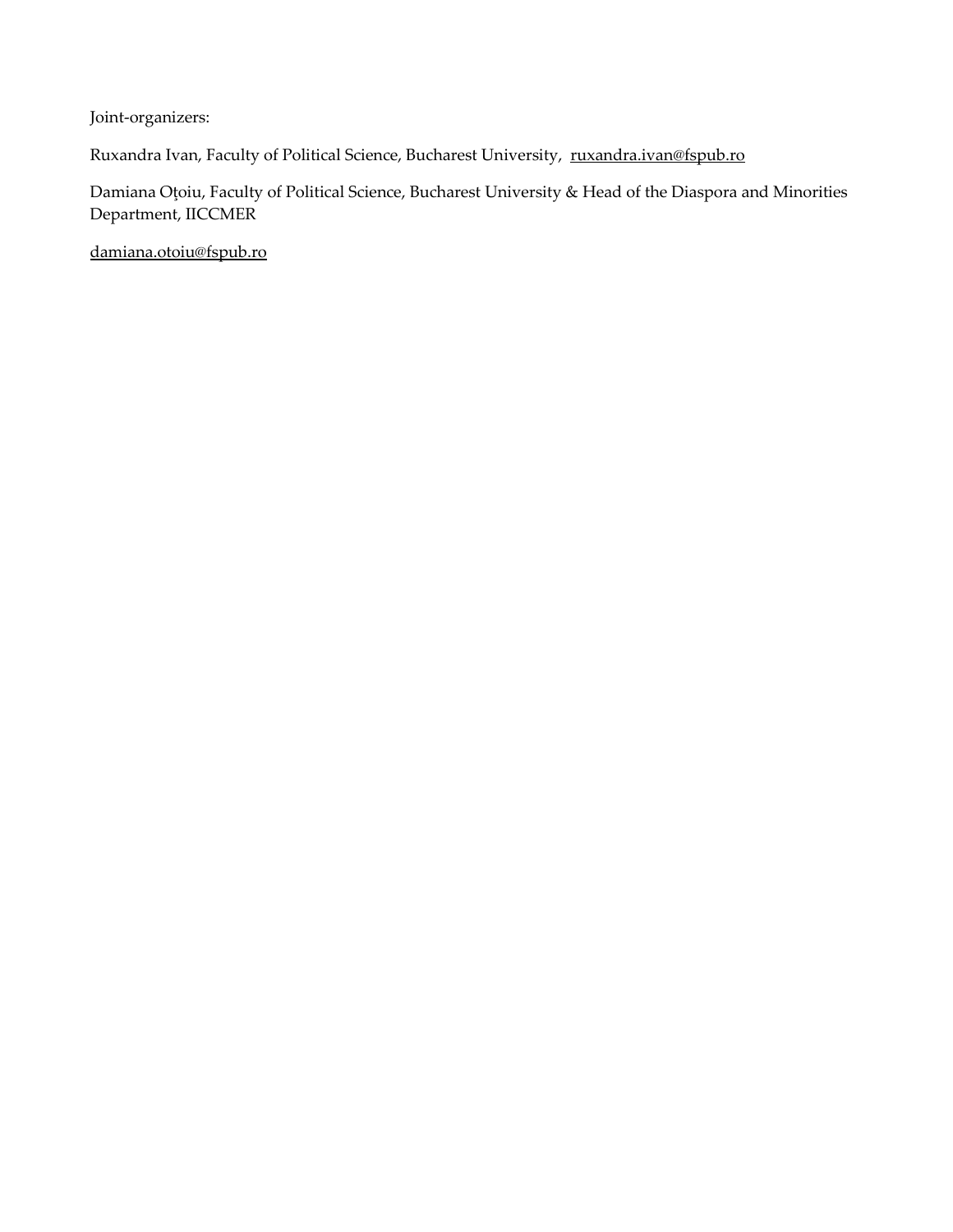Joint-organizers:

Ruxandra Ivan, Faculty of Political Science, Bucharest University, ruxandra.ivan@fspub.ro

Damiana Oțoiu, Faculty of Political Science, Bucharest University & Head of the Diaspora and Minorities Department, IICCMER

damiana.otoiu@fspub.ro